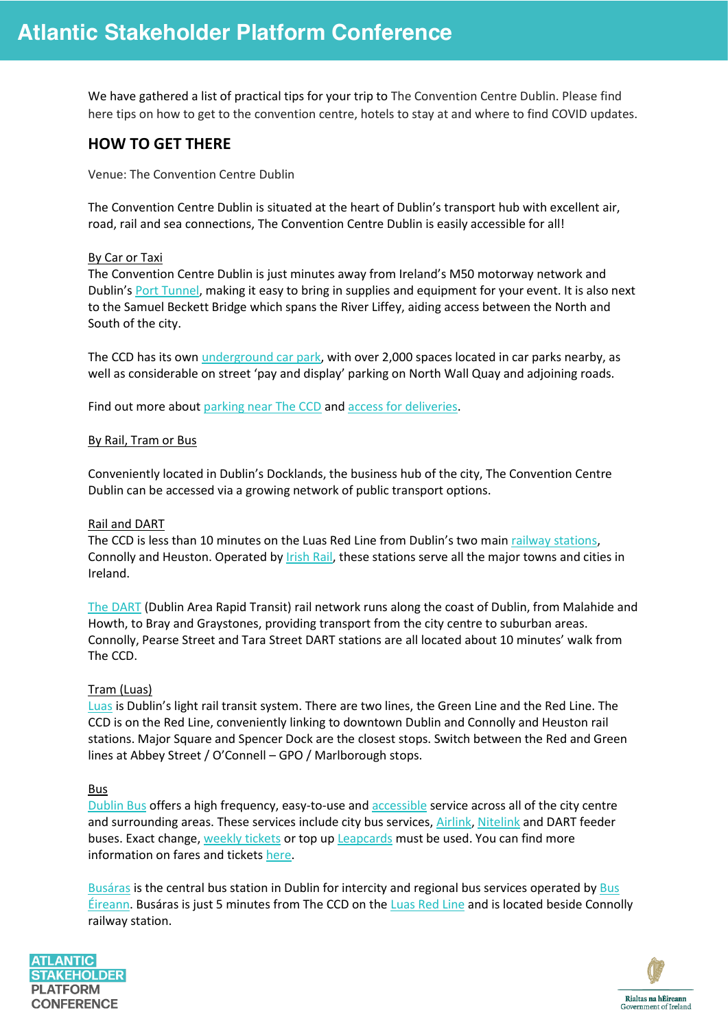# Atlantic Stakeholder Platform Conference

We have gathered a list of practical tips for your trip to The Convention Centre Dublin. Please find here tips on how to get to the convention centre, hotels to stay at and where to find COVID updates.

## HOW TO GET THERE

Venue: The Convention Centre Dublin

The Convention Centre Dublin is situated at the heart of Dublin's transport hub with excellent air, road, rail and sea connections, The Convention Centre Dublin is easily accessible for all!

By Car or Taxi

The Convention Centre Dublin is just minutes away from Ireland's M50 motorway network and Dublin's Port Tunnel, making it easy to bring in supplies and equipment for your event. It is also next to the Samuel Beckett Bridge which spans the River Liffey, aiding access between the North and South of the city.

The CCD has its own underground car park, with over 2,000 spaces located in car parks nearby, as well as considerable on street 'pay and display' parking on North Wall Quay and adjoining roads.

Find out more about parking near The CCD and access for deliveries.

By Rail, Tram or Bus

Conveniently located in Dublin's Docklands, the business hub of the city, The Convention Centre Dublin can be accessed via a growing network of public transport options.

Rail and DART

The CCD is less than 10 minutes on the Luas Red Line from Dublin's two main railway stations, Connolly and Heuston. Operated by Irish Rail, these stations serve all the major towns and cities in Ireland.

The DART (Dublin Area Rapid Transit) rail network runs along the coast of Dublin, from Malahide and Howth, to Bray and Graystones, providing transport from the city centre to suburban areas. Connolly, Pearse Street and Tara Street DART stations are all located about 10 minutes' walk from The CCD.

Tram (Luas)

Luas is Dublin's light rail transit system. There are two lines, the Green Line and the Red Line. The CCD is on the Red Line, conveniently linking to downtown Dublin and Connolly and Heuston rail stations. Major Square and Spencer Dock are the closest stops. Switch between the Red and Green lines at Abbey Street / O'Connell – GPO / Marlborough stops.

Bus

Dublin Bus offers a high frequency, easy-to-use and accessible service across all of the city centre and surrounding areas. These services include city bus services, Airlink, Nitelink and DART feeder buses. Exact change, weekly tickets or top up Leapcards must be used. You can find more information on fares and tickets here.

Busáras is the central bus station in Dublin for intercity and regional bus services operated by Bus Éireann. Busáras is just 5 minutes from The CCD on the Luas Red Line and is located beside Connolly railway station.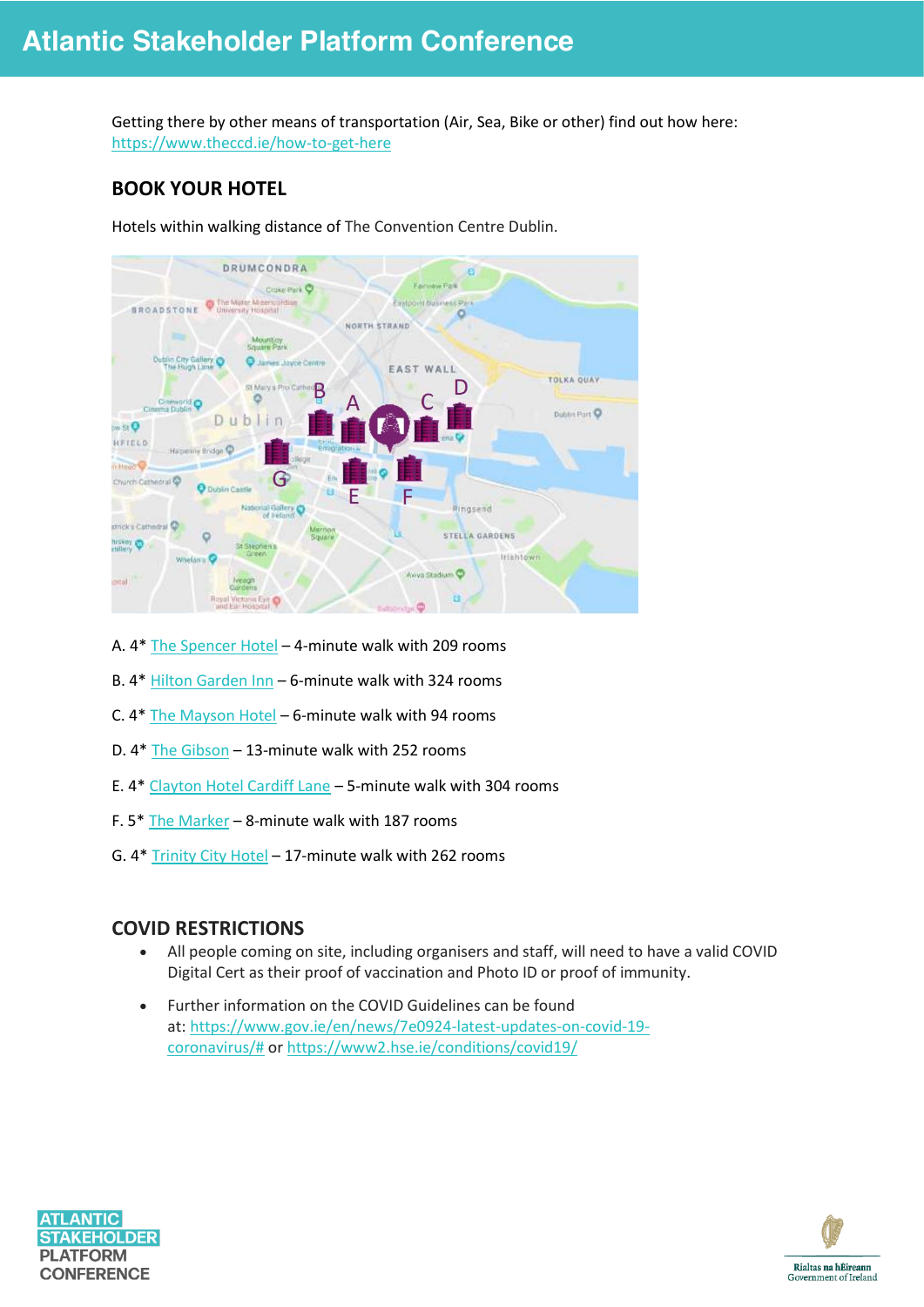Getting there by other means of transportation (Air, Sea, Bike or other) find out how here: https://www.theccd.ie/how-to-get-here

## BOOK YOUR HOTEL

Hotels within walking distance of The Convention Centre Dublin.

A. 4* The Spencer Hotel – 4-minute walk with 209 rooms

B. 4* Hilton Garden Inn – 6-minute walk with 324 rooms

C. 4* The Mayson Hotel – 6-minute walk with 94 rooms

D. 4* The Gibson – 13-minute walk with 252 rooms

E. 4* Clayton Hotel Cardiff Lane – 5-minute walk with 304 rooms

F. 5* The Marker – 8-minute walk with 187 rooms

G. 4* Trinity City Hotel – 17-minute walk with 262 rooms

## COVID RESTRICTIONS

- All people coming on site, including organisers and staff, will need to have a valid COVID Digital Cert as their proof of vaccination and Photo ID or proof of immunity.
- Further information on the COVID Guidelines can be found at: https://www.gov.ie/en/news/7e0924-latest-updates-on-covid-19-coronavirus/# or https://www2.hse.ie/conditions/covid19/